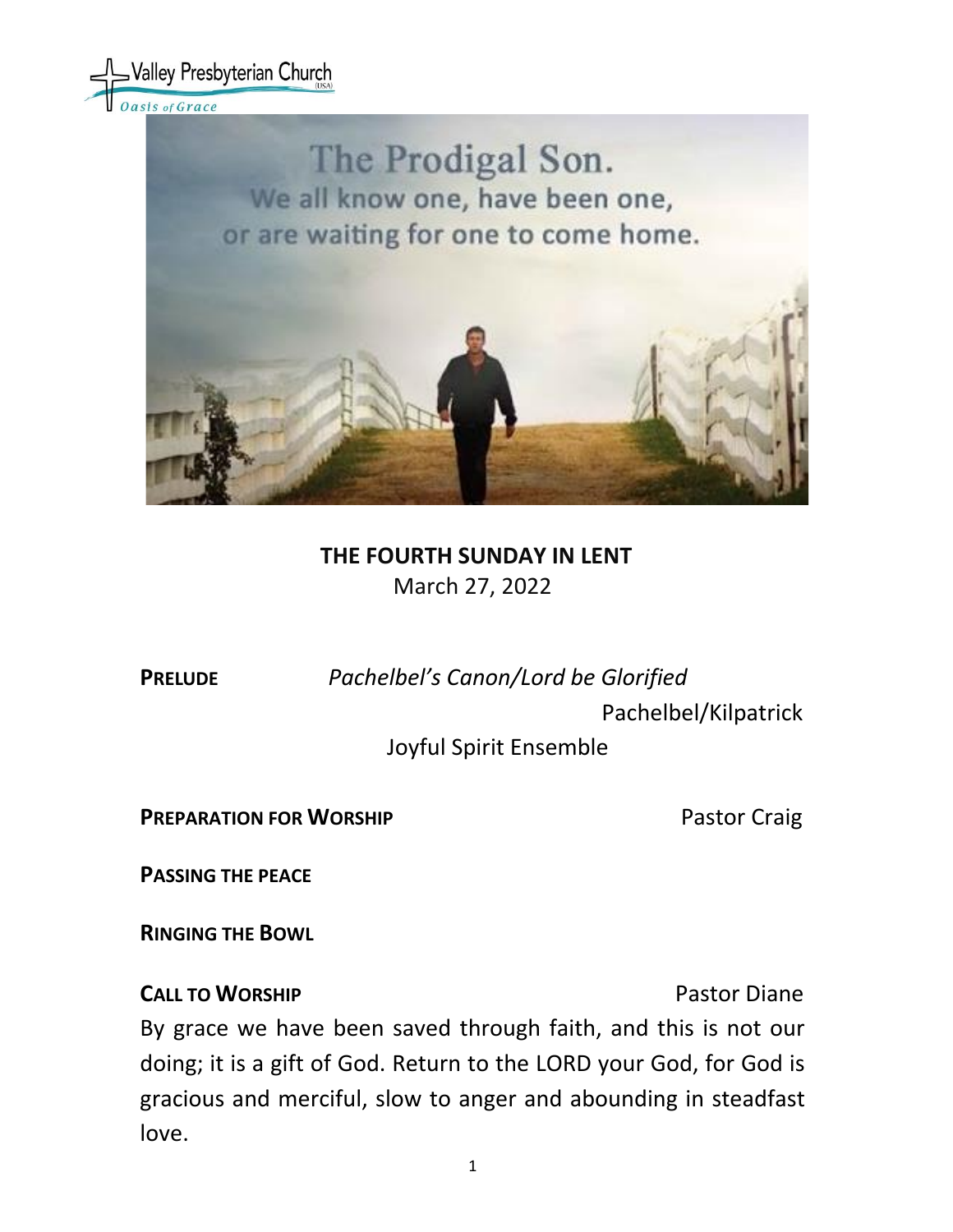Valley Presbyterian Church (USA)
*Oasis of Grace*

The Prodigal Son.
We all know one, have been one,
or are waiting for one to come home.

**THE FOURTH SUNDAY IN LENT**
March 27, 2022

**PRELUDE** *Pachelbel's Canon/Lord be Glorified*
Pachelbel/Kilpatrick
Joyful Spirit Ensemble

**PREPARATION FOR WORSHIP** Pastor Craig

**PASSING THE PEACE**

**RINGING THE BOWL**

**CALL TO WORSHIP** Pastor Diane

By grace we have been saved through faith, and this is not our doing; it is a gift of God. Return to the LORD your God, for God is gracious and merciful, slow to anger and abounding in steadfast love.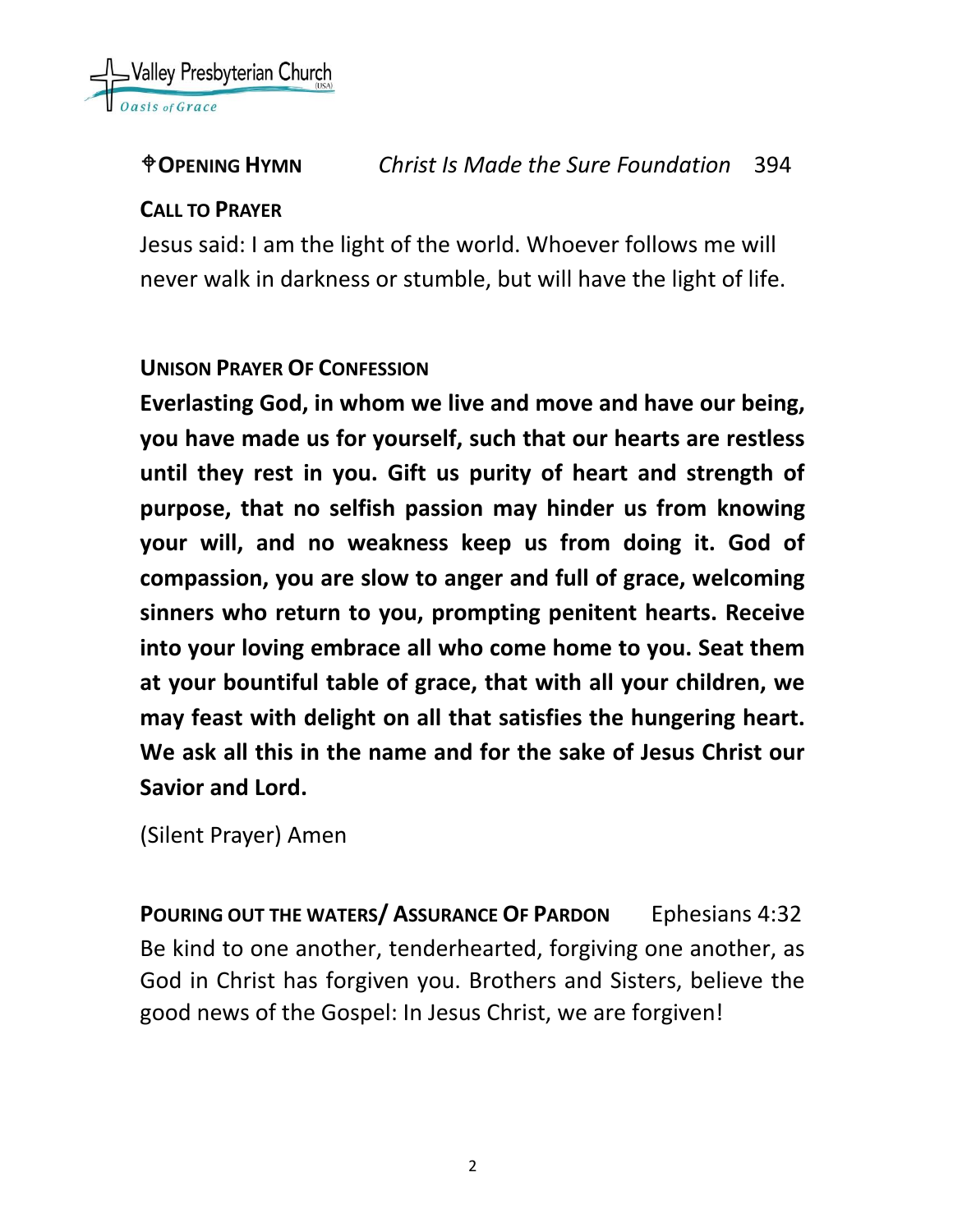**✝OPENING HYMN** *Christ Is Made the Sure Foundation* 394

**CALL TO PRAYER**

Jesus said: I am the light of the world. Whoever follows me will never walk in darkness or stumble, but will have the light of life.

**UNISON PRAYER OF CONFESSION**

**Everlasting God, in whom we live and move and have our being, you have made us for yourself, such that our hearts are restless until they rest in you. Gift us purity of heart and strength of purpose, that no selfish passion may hinder us from knowing your will, and no weakness keep us from doing it. God of compassion, you are slow to anger and full of grace, welcoming sinners who return to you, prompting penitent hearts. Receive into your loving embrace all who come home to you. Seat them at your bountiful table of grace, that with all your children, we may feast with delight on all that satisfies the hungering heart. We ask all this in the name and for the sake of Jesus Christ our Savior and Lord.**

(Silent Prayer) Amen

**POURING OUT THE WATERS/ ASSURANCE OF PARDON** Ephesians 4:32

Be kind to one another, tenderhearted, forgiving one another, as God in Christ has forgiven you. Brothers and Sisters, believe the good news of the Gospel: In Jesus Christ, we are forgiven!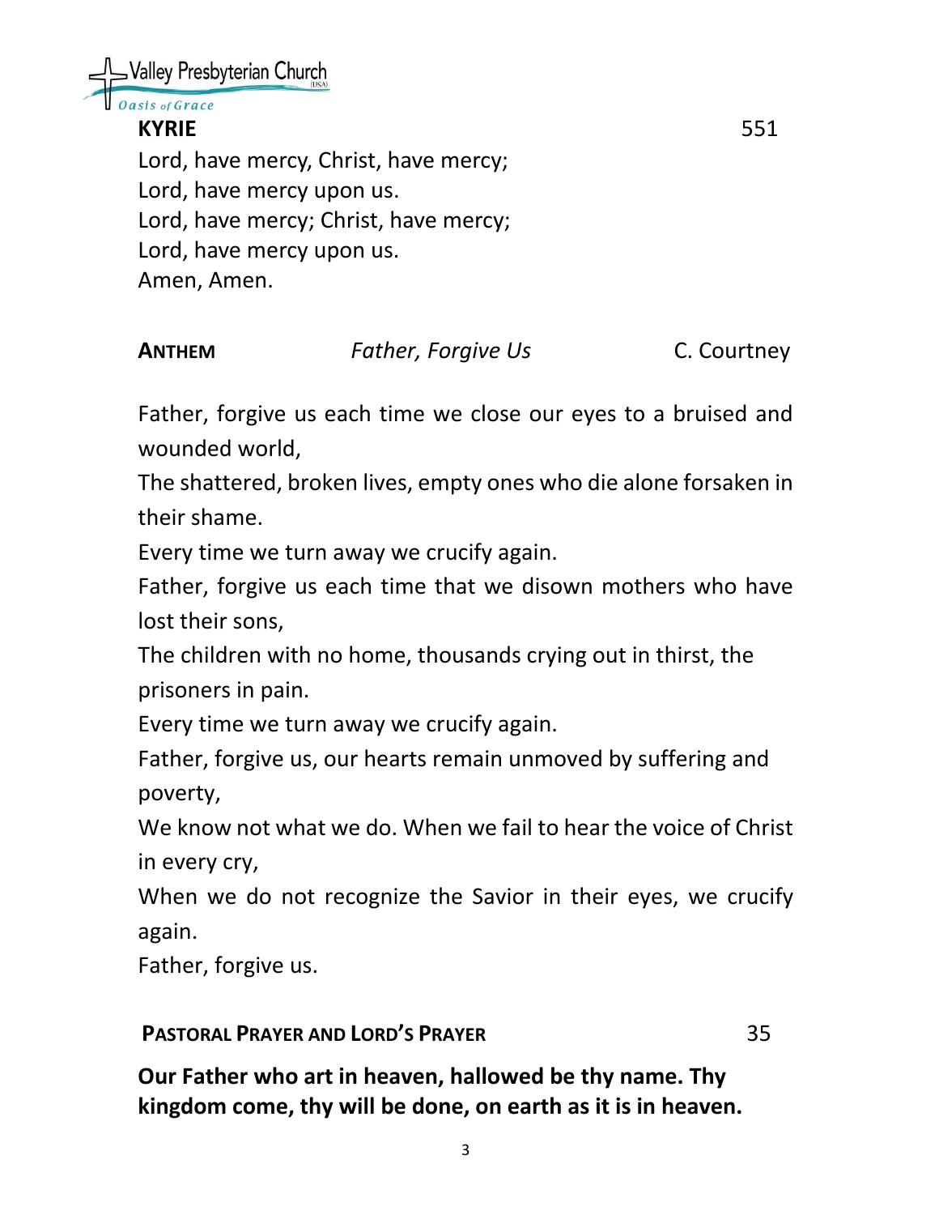**KYRIE** 551

Lord, have mercy, Christ, have mercy;
Lord, have mercy upon us.
Lord, have mercy; Christ, have mercy;
Lord, have mercy upon us.
Amen, Amen.

**ANTHEM** *Father, Forgive Us* C. Courtney

Father, forgive us each time we close our eyes to a bruised and wounded world,
The shattered, broken lives, empty ones who die alone forsaken in their shame.
Every time we turn away we crucify again.
Father, forgive us each time that we disown mothers who have lost their sons,
The children with no home, thousands crying out in thirst, the prisoners in pain.
Every time we turn away we crucify again.
Father, forgive us, our hearts remain unmoved by suffering and poverty,
We know not what we do. When we fail to hear the voice of Christ in every cry,
When we do not recognize the Savior in their eyes, we crucify again.
Father, forgive us.

**PASTORAL PRAYER AND LORD'S PRAYER** 35

**Our Father who art in heaven, hallowed be thy name. Thy kingdom come, thy will be done, on earth as it is in heaven.**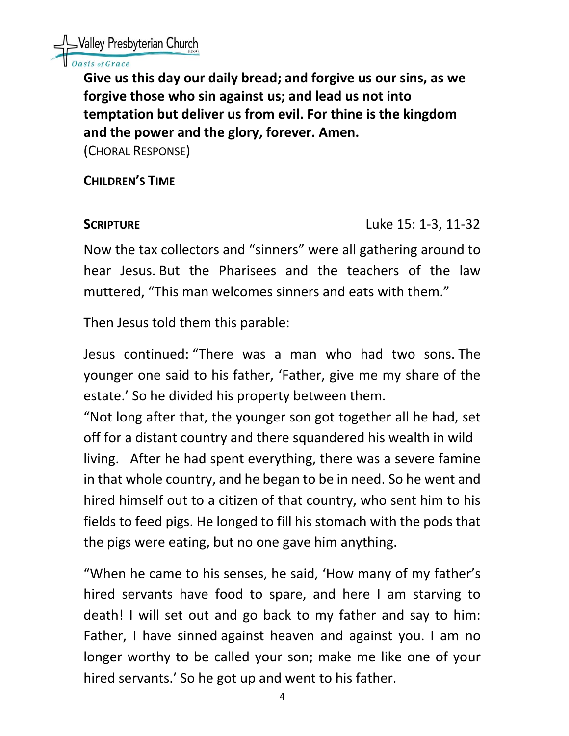**Give us this day our daily bread; and forgive us our sins, as we forgive those who sin against us; and lead us not into temptation but deliver us from evil. For thine is the kingdom and the power and the glory, forever. Amen.**
(CHORAL RESPONSE)

**CHILDREN'S TIME**

**SCRIPTURE** Luke 15: 1-3, 11-32

Now the tax collectors and "sinners" were all gathering around to hear Jesus. But the Pharisees and the teachers of the law muttered, "This man welcomes sinners and eats with them."

Then Jesus told them this parable:

Jesus continued: "There was a man who had two sons. The younger one said to his father, 'Father, give me my share of the estate.' So he divided his property between them.
"Not long after that, the younger son got together all he had, set off for a distant country and there squandered his wealth in wild living. After he had spent everything, there was a severe famine in that whole country, and he began to be in need. So he went and hired himself out to a citizen of that country, who sent him to his fields to feed pigs. He longed to fill his stomach with the pods that the pigs were eating, but no one gave him anything.

"When he came to his senses, he said, 'How many of my father's hired servants have food to spare, and here I am starving to death! I will set out and go back to my father and say to him: Father, I have sinned against heaven and against you. I am no longer worthy to be called your son; make me like one of your hired servants.' So he got up and went to his father.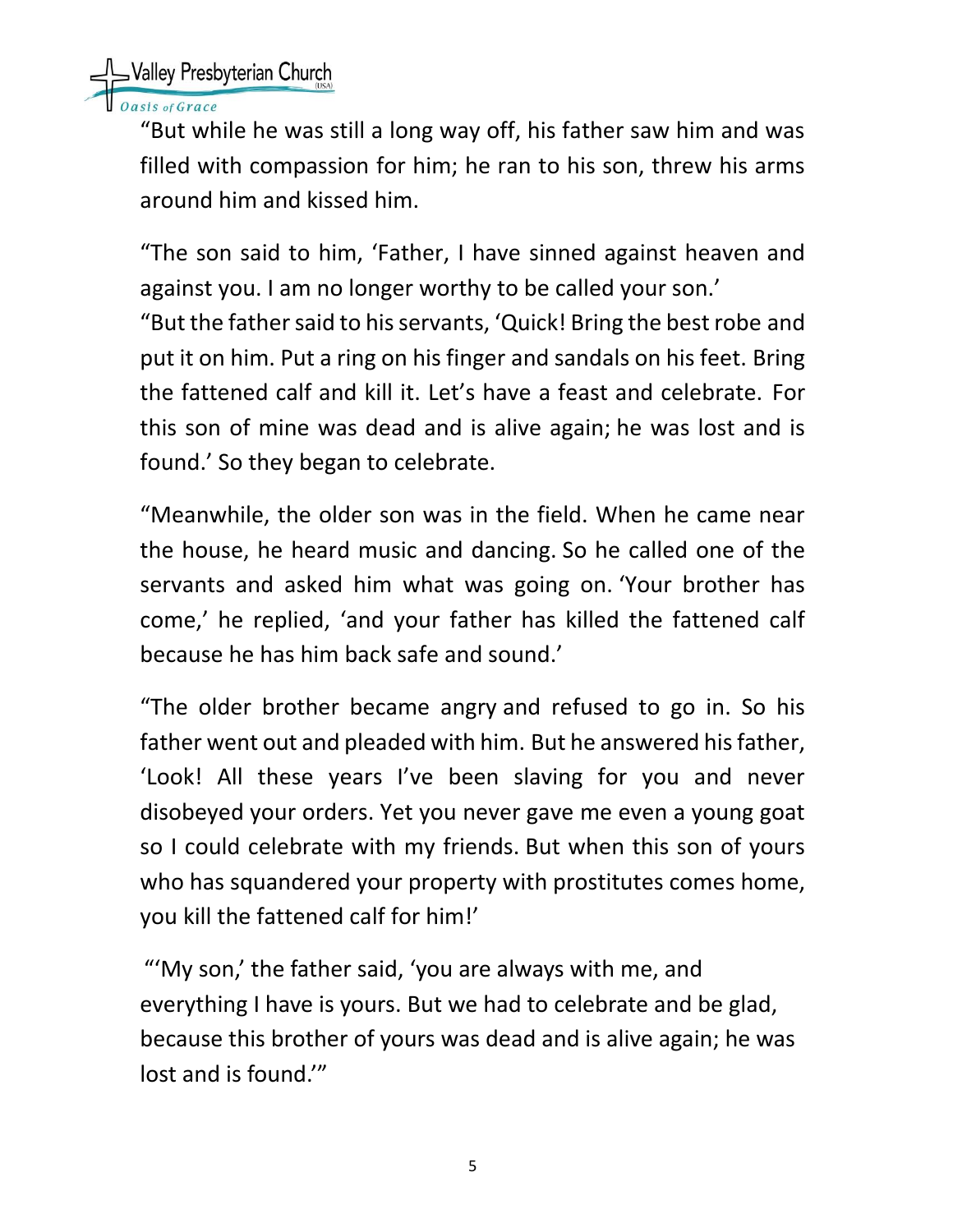"But while he was still a long way off, his father saw him and was filled with compassion for him; he ran to his son, threw his arms around him and kissed him.

"The son said to him, 'Father, I have sinned against heaven and against you. I am no longer worthy to be called your son.'
"But the father said to his servants, 'Quick! Bring the best robe and put it on him. Put a ring on his finger and sandals on his feet. Bring the fattened calf and kill it. Let's have a feast and celebrate. For this son of mine was dead and is alive again; he was lost and is found.' So they began to celebrate.

"Meanwhile, the older son was in the field. When he came near the house, he heard music and dancing. So he called one of the servants and asked him what was going on. 'Your brother has come,' he replied, 'and your father has killed the fattened calf because he has him back safe and sound.'

"The older brother became angry and refused to go in. So his father went out and pleaded with him. But he answered his father, 'Look! All these years I've been slaving for you and never disobeyed your orders. Yet you never gave me even a young goat so I could celebrate with my friends. But when this son of yours who has squandered your property with prostitutes comes home, you kill the fattened calf for him!'

"'My son,' the father said, 'you are always with me, and everything I have is yours. But we had to celebrate and be glad, because this brother of yours was dead and is alive again; he was lost and is found.'"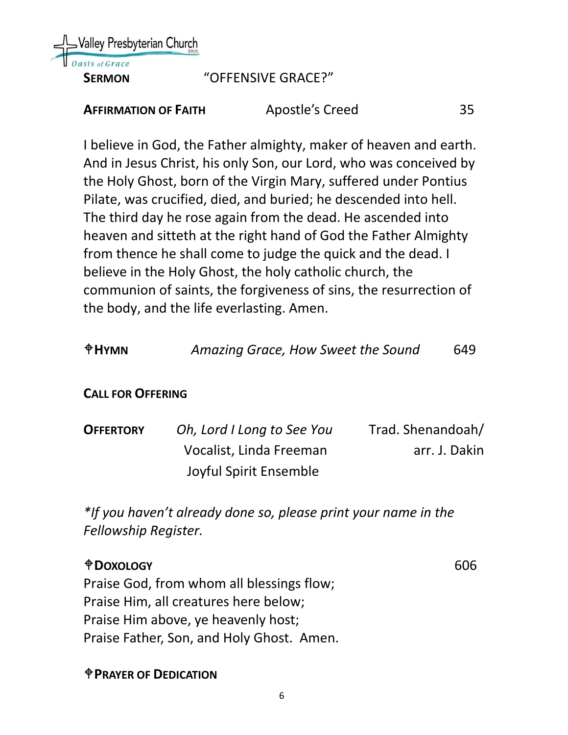**SERMON** "OFFENSIVE GRACE?"

**AFFIRMATION OF FAITH** Apostle's Creed 35

I believe in God, the Father almighty, maker of heaven and earth. And in Jesus Christ, his only Son, our Lord, who was conceived by the Holy Ghost, born of the Virgin Mary, suffered under Pontius Pilate, was crucified, died, and buried; he descended into hell. The third day he rose again from the dead. He ascended into heaven and sitteth at the right hand of God the Father Almighty from thence he shall come to judge the quick and the dead. I believe in the Holy Ghost, the holy catholic church, the communion of saints, the forgiveness of sins, the resurrection of the body, and the life everlasting. Amen.

✟**HYMN** *Amazing Grace, How Sweet the Sound* 649

**CALL FOR OFFERING**

**OFFERTORY** *Oh, Lord I Long to See You* Trad. Shenandoah/ arr. J. Dakin
Vocalist, Linda Freeman
Joyful Spirit Ensemble

*\*If you haven't already done so, please print your name in the Fellowship Register.*

✟**DOXOLOGY** 606

Praise God, from whom all blessings flow;
Praise Him, all creatures here below;
Praise Him above, ye heavenly host;
Praise Father, Son, and Holy Ghost. Amen.

✟**PRAYER OF DEDICATION**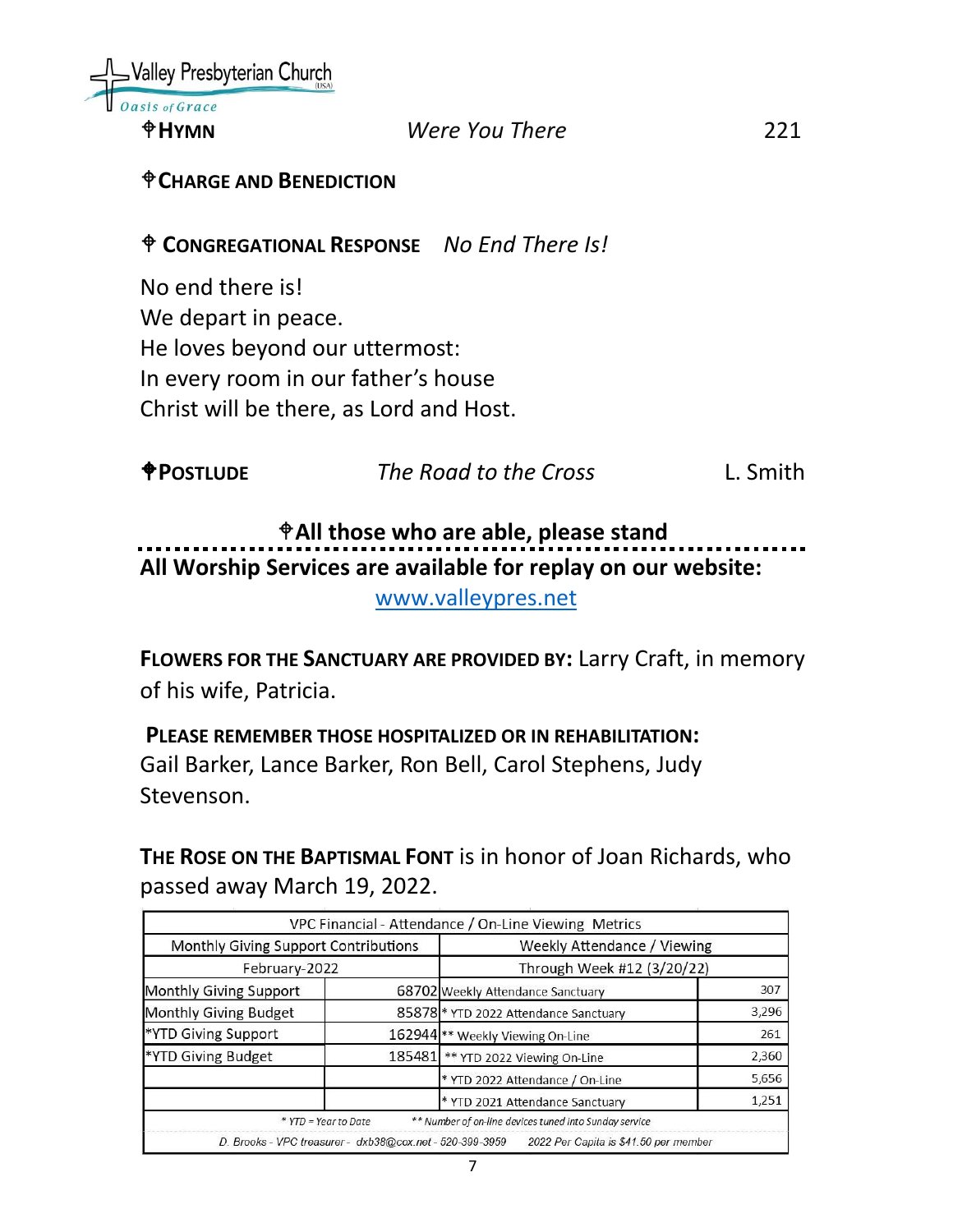**⌖HYMN** *Were You There* 221

**⌖CHARGE AND BENEDICTION**

**⌖ CONGREGATIONAL RESPONSE** *No End There Is!*

No end there is!
We depart in peace.
He loves beyond our uttermost:
In every room in our father's house
Christ will be there, as Lord and Host.

**⌖POSTLUDE** *The Road to the Cross* L. Smith

**⌖All those who are able, please stand**

**All Worship Services are available for replay on our website:**
[www.valleypres.net](http://www.valleypres.net)

**FLOWERS FOR THE SANCTUARY ARE PROVIDED BY:** Larry Craft, in memory of his wife, Patricia.

**PLEASE REMEMBER THOSE HOSPITALIZED OR IN REHABILITATION:** Gail Barker, Lance Barker, Ron Bell, Carol Stephens, Judy Stevenson.

**THE ROSE ON THE BAPTISMAL FONT** is in honor of Joan Richards, who passed away March 19, 2022.

| VPC Financial - Attendance / On-Line Viewing Metrics | | | |
|---|---|---|---|
| Monthly Giving Support Contributions | | Weekly Attendance / Viewing | |
| February-2022 | | Through Week #12 (3/20/22) | |
| Monthly Giving Support | 68702 | Weekly Attendance Sanctuary | 307 |
| Monthly Giving Budget | 85878 | * YTD 2022 Attendance Sanctuary | 3,296 |
| *YTD Giving Support | 162944 | ** Weekly Viewing On-Line | 261 |
| *YTD Giving Budget | 185481 | ** YTD 2022 Viewing On-Line | 2,360 |
| | | * YTD 2022 Attendance / On-Line | 5,656 |
| | | * YTD 2021 Attendance Sanctuary | 1,251 |
| * YTD = Year to Date | | ** Number of on-line devices tuned into Sunday service | |
| D. Brooks - VPC treasurer - dxb38@cox.net - 520-399-3959 | | 2022 Per Capita is $41.50 per member | |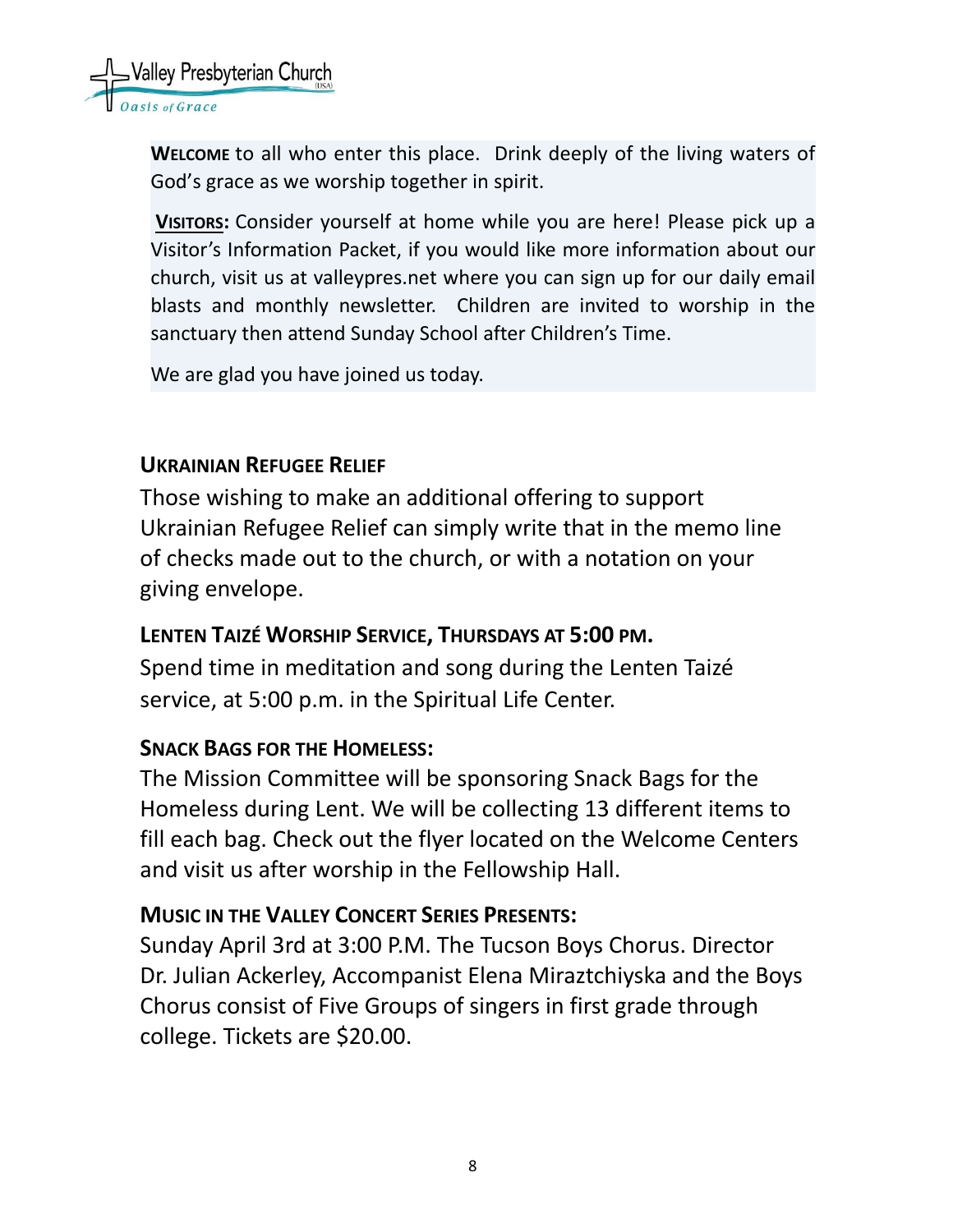**WELCOME** to all who enter this place. Drink deeply of the living waters of God's grace as we worship together in spirit.

**VISITORS:** Consider yourself at home while you are here! Please pick up a Visitor's Information Packet, if you would like more information about our church, visit us at valleypres.net where you can sign up for our daily email blasts and monthly newsletter. Children are invited to worship in the sanctuary then attend Sunday School after Children's Time.

We are glad you have joined us today.

**UKRAINIAN REFUGEE RELIEF**

Those wishing to make an additional offering to support Ukrainian Refugee Relief can simply write that in the memo line of checks made out to the church, or with a notation on your giving envelope.

**LENTEN TAIZÉ WORSHIP SERVICE, THURSDAYS AT 5:00 PM.**

Spend time in meditation and song during the Lenten Taizé service, at 5:00 p.m. in the Spiritual Life Center.

**SNACK BAGS FOR THE HOMELESS:**

The Mission Committee will be sponsoring Snack Bags for the Homeless during Lent. We will be collecting 13 different items to fill each bag. Check out the flyer located on the Welcome Centers and visit us after worship in the Fellowship Hall.

**MUSIC IN THE VALLEY CONCERT SERIES PRESENTS:**

Sunday April 3rd at 3:00 P.M. The Tucson Boys Chorus. Director Dr. Julian Ackerley, Accompanist Elena Miraztchiyska and the Boys Chorus consist of Five Groups of singers in first grade through college. Tickets are $20.00.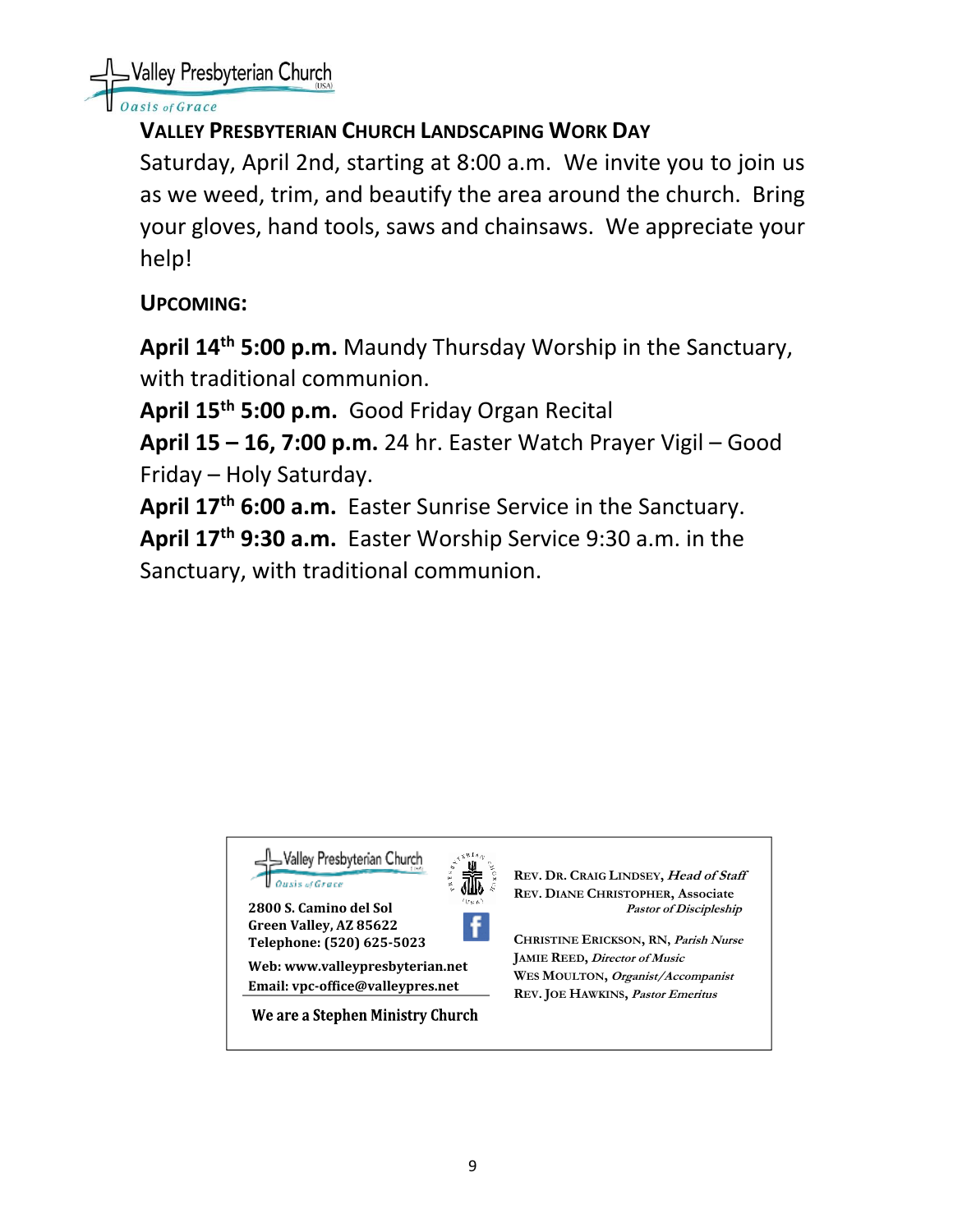Valley Presbyterian Church (USA)
Oasis of Grace

## VALLEY PRESBYTERIAN CHURCH LANDSCAPING WORK DAY

Saturday, April 2nd, starting at 8:00 a.m. We invite you to join us as we weed, trim, and beautify the area around the church. Bring your gloves, hand tools, saws and chainsaws. We appreciate your help!

## UPCOMING:

**April 14th 5:00 p.m.** Maundy Thursday Worship in the Sanctuary, with traditional communion.
**April 15th 5:00 p.m.** Good Friday Organ Recital
**April 15 – 16, 7:00 p.m.** 24 hr. Easter Watch Prayer Vigil – Good Friday – Holy Saturday.
**April 17th 6:00 a.m.** Easter Sunrise Service in the Sanctuary.
**April 17th 9:30 a.m.** Easter Worship Service 9:30 a.m. in the Sanctuary, with traditional communion.

Valley Presbyterian Church (USA)
Oasis of Grace

**2800 S. Camino del Sol**
**Green Valley, AZ 85622**
**Telephone: (520) 625-5023**

**Web: www.valleypresbyterian.net**
**Email: vpc-office@valleypres.net**

**We are a Stephen Ministry Church**

REV. DR. CRAIG LINDSEY, *Head of Staff*
REV. DIANE CHRISTOPHER, Associate *Pastor of Discipleship*

CHRISTINE ERICKSON, RN, *Parish Nurse*
JAMIE REED, *Director of Music*
WES MOULTON, *Organist/Accompanist*
REV. JOE HAWKINS, *Pastor Emeritus*